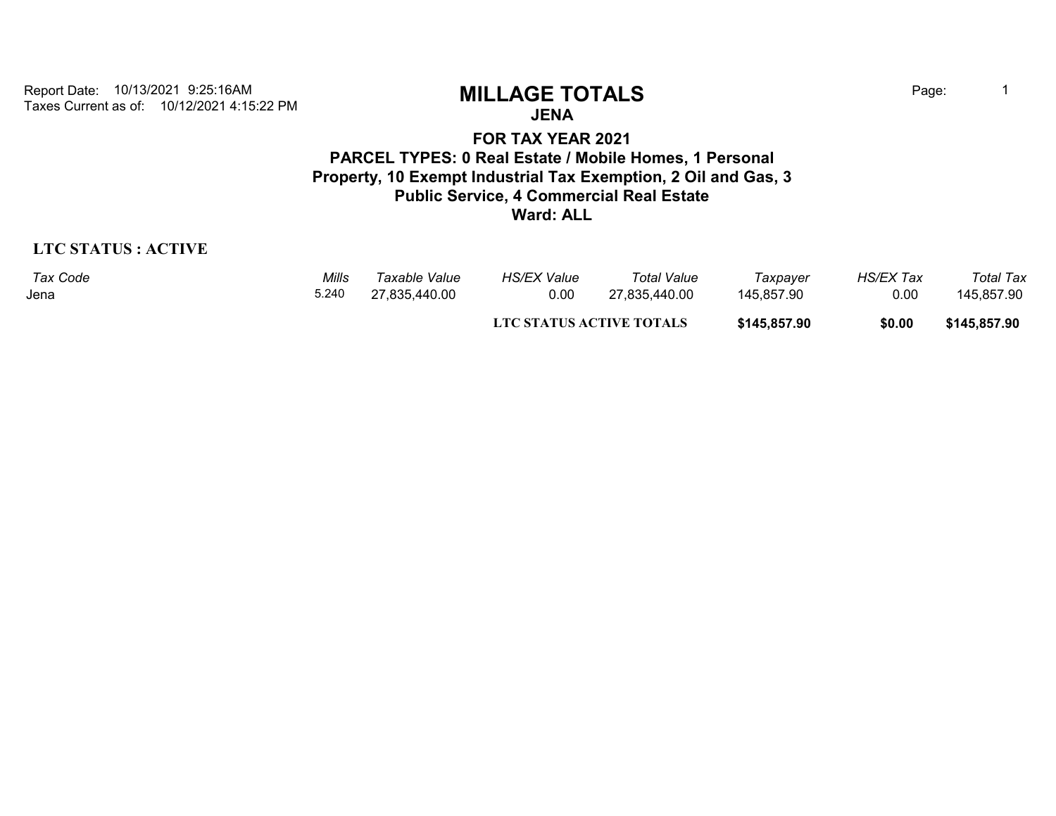Report Date: 10/13/2021 9:25:16AM
Taxes Current as of: 10/12/2021 4:15:22 PM

# MILLAGE TOTALS

## JENA

### FOR TAX YEAR 2021
### PARCEL TYPES: 0 Real Estate / Mobile Homes, 1 Personal Property, 10 Exempt Industrial Tax Exemption, 2 Oil and Gas, 3 Public Service, 4 Commercial Real Estate
### Ward: ALL

**LTC STATUS : ACTIVE**

| *Tax Code* | *Mills* | *Taxable Value* | *HS/EX Value* | *Total Value* | *Taxpayer* | *HS/EX Tax* | *Total Tax* |
|---|---|---|---|---|---|---|---|
| Jena | 5.240 | 27,835,440.00 | 0.00 | 27,835,440.00 | 145,857.90 | 0.00 | 145,857.90 |
| | | | | **LTC STATUS ACTIVE TOTALS** | **$145,857.90** | **$0.00** | **$145,857.90** |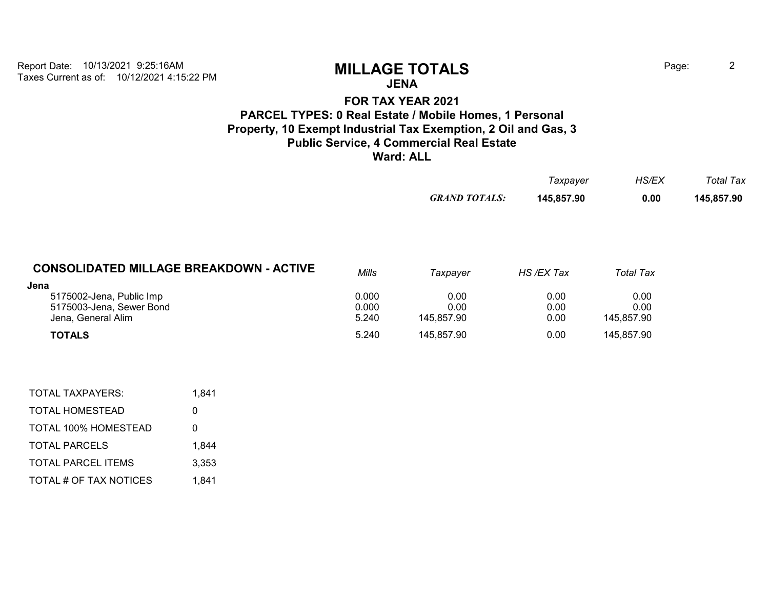Report Date: 10/13/2021 9:25:16AM
Taxes Current as of: 10/12/2021 4:15:22 PM

# MILLAGE TOTALS

## JENA

### FOR TAX YEAR 2021
### PARCEL TYPES: 0 Real Estate / Mobile Homes, 1 Personal Property, 10 Exempt Industrial Tax Exemption, 2 Oil and Gas, 3 Public Service, 4 Commercial Real Estate
### Ward: ALL

| | *Taxpayer* | *HS/EX* | *Total Tax* |
|---|---|---|---|
| ***GRAND TOTALS:*** | **145,857.90** | **0.00** | **145,857.90** |

## CONSOLIDATED MILLAGE BREAKDOWN - ACTIVE

| | *Mills* | *Taxpayer* | *HS /EX Tax* | *Total Tax* |
|---|---|---|---|---|
| **Jena** | | | | |
| 5175002-Jena, Public Imp | 0.000 | 0.00 | 0.00 | 0.00 |
| 5175003-Jena, Sewer Bond | 0.000 | 0.00 | 0.00 | 0.00 |
| Jena, General Alim | 5.240 | 145,857.90 | 0.00 | 145,857.90 |
| **TOTALS** | 5.240 | 145,857.90 | 0.00 | 145,857.90 |

| | |
|---|---|
| TOTAL TAXPAYERS: | 1,841 |
| TOTAL HOMESTEAD | 0 |
| TOTAL 100% HOMESTEAD | 0 |
| TOTAL PARCELS | 1,844 |
| TOTAL PARCEL ITEMS | 3,353 |
| TOTAL # OF TAX NOTICES | 1,841 |